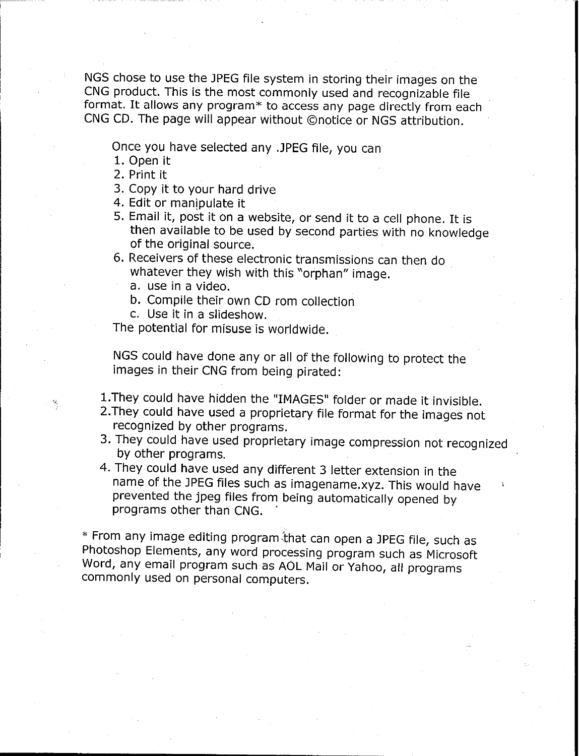NGS chose to use the JPEG file system in storing their images on the CNG product. This is the most commonly used and recognizable file format. It allows any program* to access any page directly from each CNG CD. The page will appear without ©notice or NGS attribution.

Once you have selected any .JPEG file, you can

1. Open it
2. Print it
3. Copy it to your hard drive
4. Edit or manipulate it
5. Email it, post it on a website, or send it to a cell phone. It is then available to be used by second parties with no knowledge of the original source.
6. Receivers of these electronic transmissions can then do whatever they wish with this "orphan" image.
   a. use in a video.
   b. Compile their own CD rom collection
   c. Use it in a slideshow.

The potential for misuse is worldwide.

NGS could have done any or all of the following to protect the images in their CNG from being pirated:

1. They could have hidden the "IMAGES" folder or made it invisible.
2. They could have used a proprietary file format for the images not recognized by other programs.
3. They could have used proprietary image compression not recognized by other programs.
4. They could have used any different 3 letter extension in the name of the JPEG files such as imagename.xyz. This would have prevented the jpeg files from being automatically opened by programs other than CNG.

* From any image editing program that can open a JPEG file, such as Photoshop Elements, any word processing program such as Microsoft Word, any email program such as AOL Mail or Yahoo, all programs commonly used on personal computers.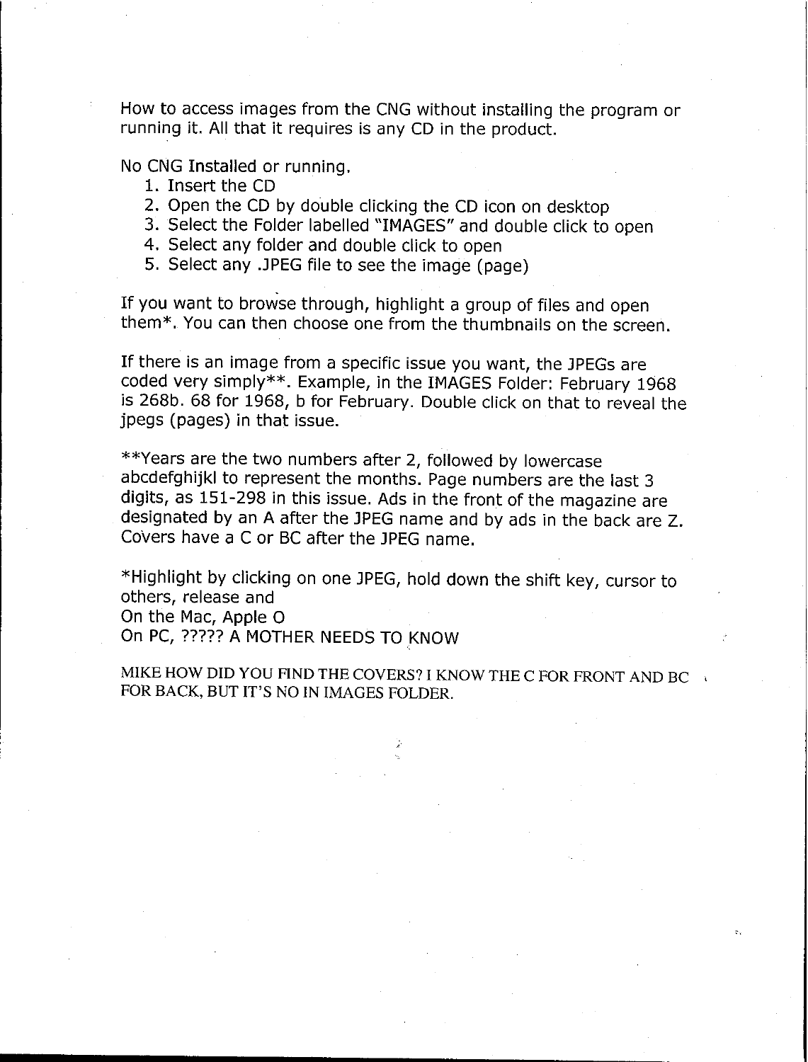How to access images from the CNG without installing the program or running it. All that it requires is any CD in the product.

No CNG Installed or running.

1. Insert the CD
2. Open the CD by double clicking the CD icon on desktop
3. Select the Folder labelled "IMAGES" and double click to open
4. Select any folder and double click to open
5. Select any .JPEG file to see the image (page)

If you want to browse through, highlight a group of files and open them*. You can then choose one from the thumbnails on the screen.

If there is an image from a specific issue you want, the JPEGs are coded very simply**. Example, in the IMAGES Folder: February 1968 is 268b. 68 for 1968, b for February. Double click on that to reveal the jpegs (pages) in that issue.

**Years are the two numbers after 2, followed by lowercase abcdefghijkl to represent the months. Page numbers are the last 3 digits, as 151-298 in this issue. Ads in the front of the magazine are designated by an A after the JPEG name and by ads in the back are Z. Covers have a C or BC after the JPEG name.

*Highlight by clicking on one JPEG, hold down the shift key, cursor to others, release and
On the Mac, Apple O
On PC, ????? A MOTHER NEEDS TO KNOW

MIKE HOW DID YOU FIND THE COVERS? I KNOW THE C FOR FRONT AND BC FOR BACK, BUT IT'S NO IN IMAGES FOLDER.